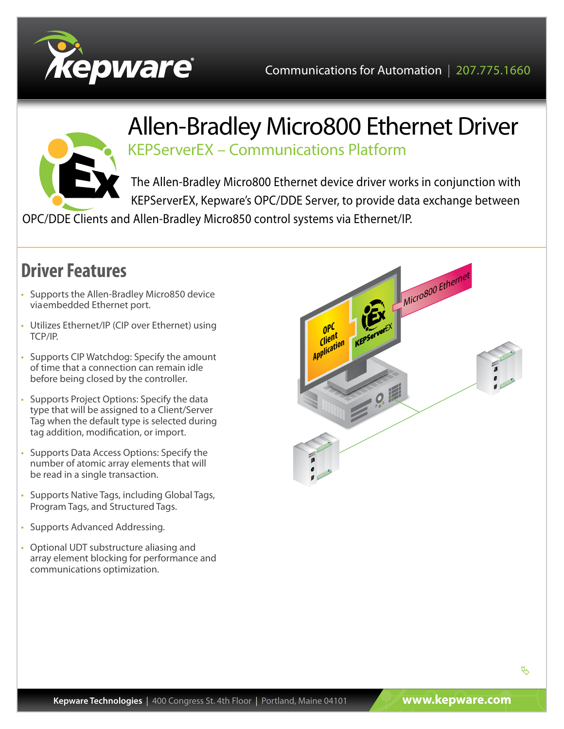Communications for Automation | 207.775.1660

# Allen-Bradley Micro800 Ethernet Driver

## KEPServerEX – Communications Platform

The Allen-Bradley Micro800 Ethernet device driver works in conjunction with KEPServerEX, Kepware's OPC/DDE Server, to provide data exchange between OPC/DDE Clients and Allen-Bradley Micro850 control systems via Ethernet/IP.

## Driver Features

- Supports the Allen-Bradley Micro850 device via embedded Ethernet port.
- Utilizes Ethernet/IP (CIP over Ethernet) using TCP/IP.
- Supports CIP Watchdog: Specify the amount of time that a connection can remain idle before being closed by the controller.
- Supports Project Options: Specify the data type that will be assigned to a Client/Server Tag when the default type is selected during tag addition, modification, or import.
- Supports Data Access Options: Specify the number of atomic array elements that will be read in a single transaction.
- Supports Native Tags, including Global Tags, Program Tags, and Structured Tags.
- Supports Advanced Addressing.
- Optional UDT substructure aliasing and array element blocking for performance and communications optimization.

**Kepware Technologies** | 400 Congress St. 4th Floor | Portland, Maine 04101 **www.kepware.com**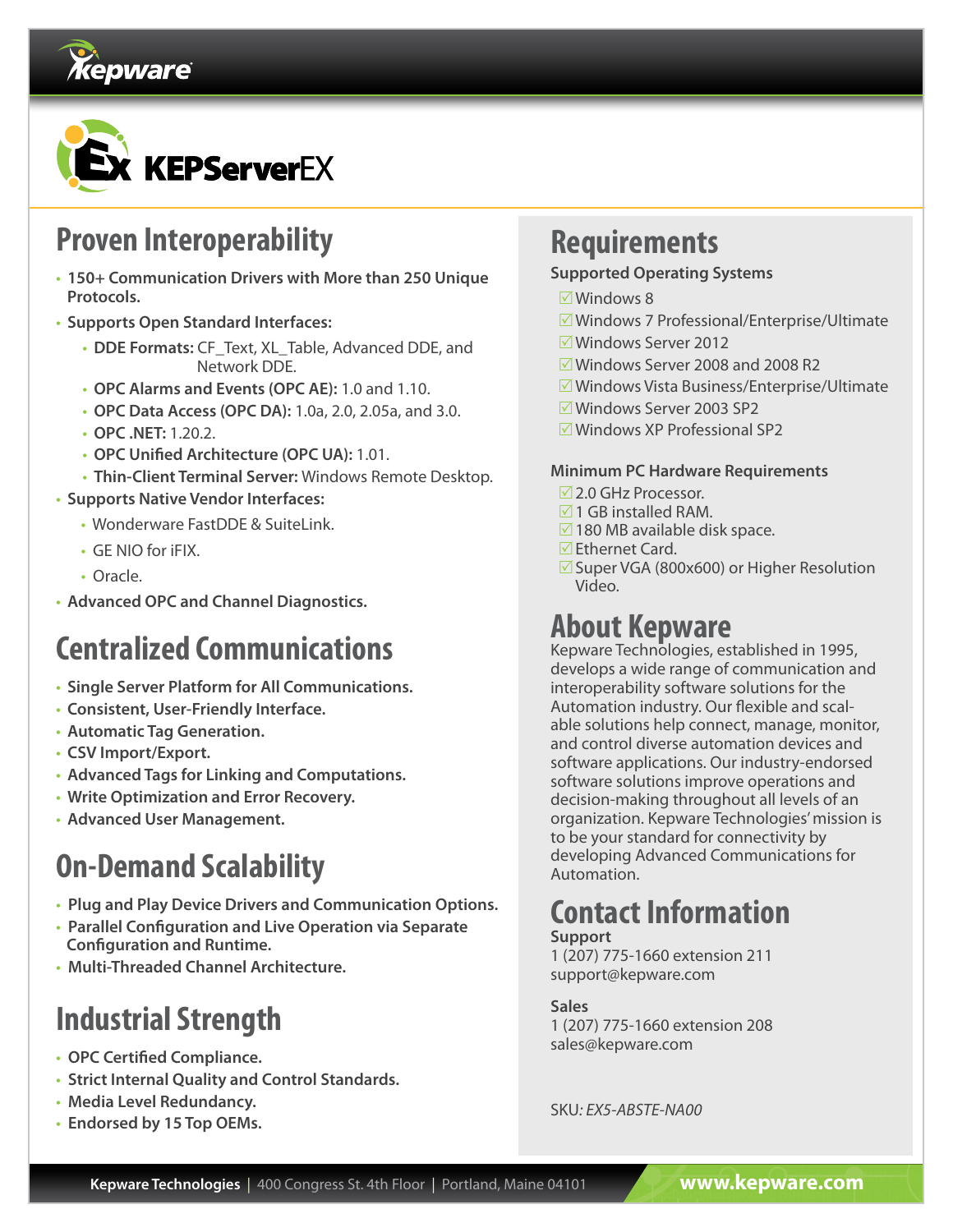# KEPServerEX

## Proven Interoperability

- **150+ Communication Drivers with More than 250 Unique Protocols.**
- **Supports Open Standard Interfaces:**
  - **DDE Formats:** CF_Text, XL_Table, Advanced DDE, and Network DDE.
  - **OPC Alarms and Events (OPC AE):** 1.0 and 1.10.
  - **OPC Data Access (OPC DA):** 1.0a, 2.0, 2.05a, and 3.0.
  - **OPC .NET:** 1.20.2.
  - **OPC Unified Architecture (OPC UA):** 1.01.
  - **Thin-Client Terminal Server:** Windows Remote Desktop.
- **Supports Native Vendor Interfaces:**
  - Wonderware FastDDE & SuiteLink.
  - GE NIO for iFIX.
  - Oracle.
- **Advanced OPC and Channel Diagnostics.**

## Centralized Communications

- **Single Server Platform for All Communications.**
- **Consistent, User-Friendly Interface.**
- **Automatic Tag Generation.**
- **CSV Import/Export.**
- **Advanced Tags for Linking and Computations.**
- **Write Optimization and Error Recovery.**
- **Advanced User Management.**

## On-Demand Scalability

- **Plug and Play Device Drivers and Communication Options.**
- **Parallel Configuration and Live Operation via Separate Configuration and Runtime.**
- **Multi-Threaded Channel Architecture.**

## Industrial Strength

- **OPC Certified Compliance.**
- **Strict Internal Quality and Control Standards.**
- **Media Level Redundancy.**
- **Endorsed by 15 Top OEMs.**

## Requirements

**Supported Operating Systems**

- ☑ Windows 8
- ☑ Windows 7 Professional/Enterprise/Ultimate
- ☑ Windows Server 2012
- ☑ Windows Server 2008 and 2008 R2
- ☑ Windows Vista Business/Enterprise/Ultimate
- ☑ Windows Server 2003 SP2
- ☑ Windows XP Professional SP2

**Minimum PC Hardware Requirements**

- ☑ 2.0 GHz Processor.
- ☑ 1 GB installed RAM.
- ☑ 180 MB available disk space.
- ☑ Ethernet Card.
- ☑ Super VGA (800x600) or Higher Resolution Video.

## About Kepware

Kepware Technologies, established in 1995, develops a wide range of communication and interoperability software solutions for the Automation industry. Our flexible and scalable solutions help connect, manage, monitor, and control diverse automation devices and software applications. Our industry-endorsed software solutions improve operations and decision-making throughout all levels of an organization. Kepware Technologies' mission is to be your standard for connectivity by developing Advanced Communications for Automation.

## Contact Information

**Support**
1 (207) 775-1660 extension 211
support@kepware.com

**Sales**
1 (207) 775-1660 extension 208
sales@kepware.com

SKU: *EX5-ABSTE-NA00*

**Kepware Technologies** | 400 Congress St. 4th Floor | Portland, Maine 04101 **www.kepware.com**